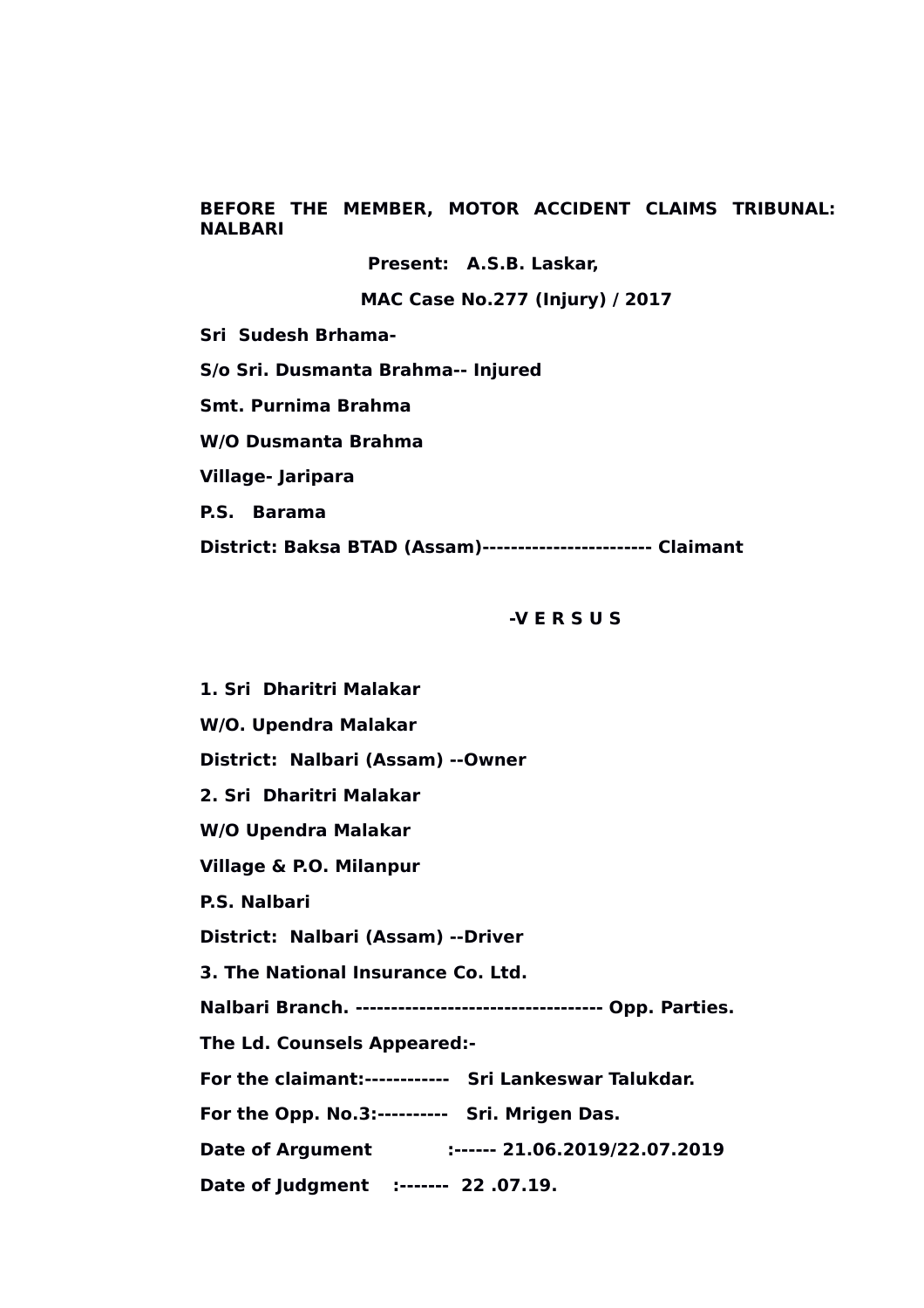**BEFORE THE MEMBER, MOTOR ACCIDENT CLAIMS TRIBUNAL: NALBARI**

**Present: A.S.B. Laskar,**

**MAC Case No.277 (Injury) / 2017**

**Sri Sudesh Brhama-**

**S/o Sri. Dusmanta Brahma-- Injured**

**Smt. Purnima Brahma**

**W/O Dusmanta Brahma**

**Village- Jaripara**

**P.S. Barama**

**District: Baksa BTAD (Assam)------------------------ Claimant**

**-V E R S U S**

**1. Sri Dharitri Malakar**

**W/O. Upendra Malakar**

**District: Nalbari (Assam) --Owner**

**2. Sri Dharitri Malakar**

**W/O Upendra Malakar**

**Village & P.O. Milanpur**

**P.S. Nalbari**

**District: Nalbari (Assam) --Driver**

**3. The National Insurance Co. Ltd.**

**Nalbari Branch. ---------------------------------- Opp. Parties.**

**The Ld. Counsels Appeared:-**

**For the claimant:------------ Sri Lankeswar Talukdar.**

**For the Opp. No.3:---------- Sri. Mrigen Das.**

**Date of Argument :------ 21.06.2019/22.07.2019**

**Date of Judgment :------- 22 .07.19.**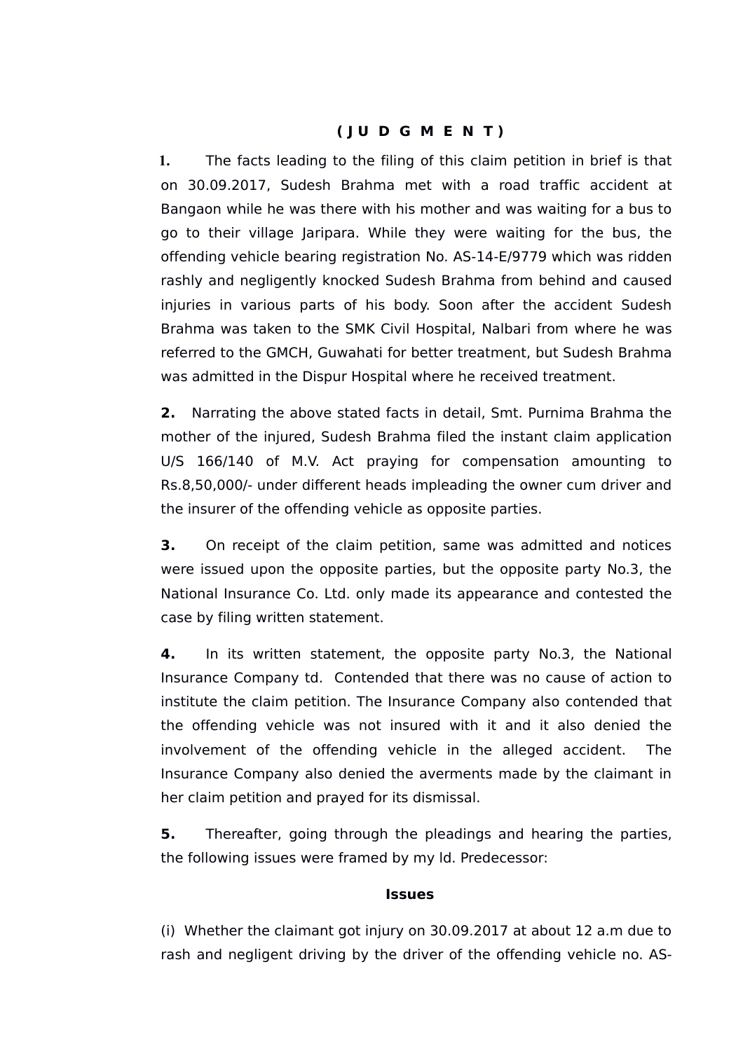# ( J U D G M E N T )

**1.** The facts leading to the filing of this claim petition in brief is that on 30.09.2017, Sudesh Brahma met with a road traffic accident at Bangaon while he was there with his mother and was waiting for a bus to go to their village Jaripara. While they were waiting for the bus, the offending vehicle bearing registration No. AS-14-E/9779 which was ridden rashly and negligently knocked Sudesh Brahma from behind and caused injuries in various parts of his body. Soon after the accident Sudesh Brahma was taken to the SMK Civil Hospital, Nalbari from where he was referred to the GMCH, Guwahati for better treatment, but Sudesh Brahma was admitted in the Dispur Hospital where he received treatment.

**2.** Narrating the above stated facts in detail, Smt. Purnima Brahma the mother of the injured, Sudesh Brahma filed the instant claim application U/S 166/140 of M.V. Act praying for compensation amounting to Rs.8,50,000/- under different heads impleading the owner cum driver and the insurer of the offending vehicle as opposite parties.

**3.** On receipt of the claim petition, same was admitted and notices were issued upon the opposite parties, but the opposite party No.3, the National Insurance Co. Ltd. only made its appearance and contested the case by filing written statement.

**4.** In its written statement, the opposite party No.3, the National Insurance Company td. Contended that there was no cause of action to institute the claim petition. The Insurance Company also contended that the offending vehicle was not insured with it and it also denied the involvement of the offending vehicle in the alleged accident. The Insurance Company also denied the averments made by the claimant in her claim petition and prayed for its dismissal.

**5.** Thereafter, going through the pleadings and hearing the parties, the following issues were framed by my ld. Predecessor:

**Issues**

(i) Whether the claimant got injury on 30.09.2017 at about 12 a.m due to rash and negligent driving by the driver of the offending vehicle no. AS-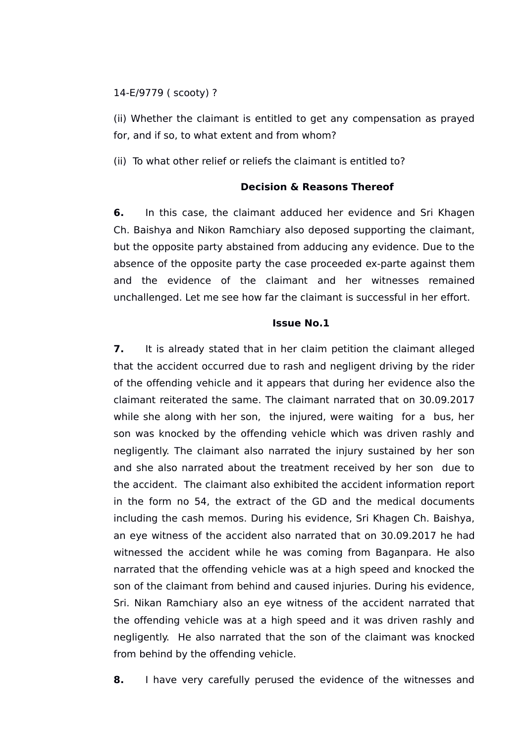14-E/9779 ( scooty) ?

(ii) Whether the claimant is entitled to get any compensation as prayed for, and if so, to what extent and from whom?

(ii) To what other relief or reliefs the claimant is entitled to?

**Decision & Reasons Thereof**

**6.** In this case, the claimant adduced her evidence and Sri Khagen Ch. Baishya and Nikon Ramchiary also deposed supporting the claimant, but the opposite party abstained from adducing any evidence. Due to the absence of the opposite party the case proceeded ex-parte against them and the evidence of the claimant and her witnesses remained unchallenged. Let me see how far the claimant is successful in her effort.

**Issue No.1**

**7.** It is already stated that in her claim petition the claimant alleged that the accident occurred due to rash and negligent driving by the rider of the offending vehicle and it appears that during her evidence also the claimant reiterated the same. The claimant narrated that on 30.09.2017 while she along with her son, the injured, were waiting for a bus, her son was knocked by the offending vehicle which was driven rashly and negligently. The claimant also narrated the injury sustained by her son and she also narrated about the treatment received by her son due to the accident. The claimant also exhibited the accident information report in the form no 54, the extract of the GD and the medical documents including the cash memos. During his evidence, Sri Khagen Ch. Baishya, an eye witness of the accident also narrated that on 30.09.2017 he had witnessed the accident while he was coming from Baganpara. He also narrated that the offending vehicle was at a high speed and knocked the son of the claimant from behind and caused injuries. During his evidence, Sri. Nikan Ramchiary also an eye witness of the accident narrated that the offending vehicle was at a high speed and it was driven rashly and negligently. He also narrated that the son of the claimant was knocked from behind by the offending vehicle.

**8.** I have very carefully perused the evidence of the witnesses and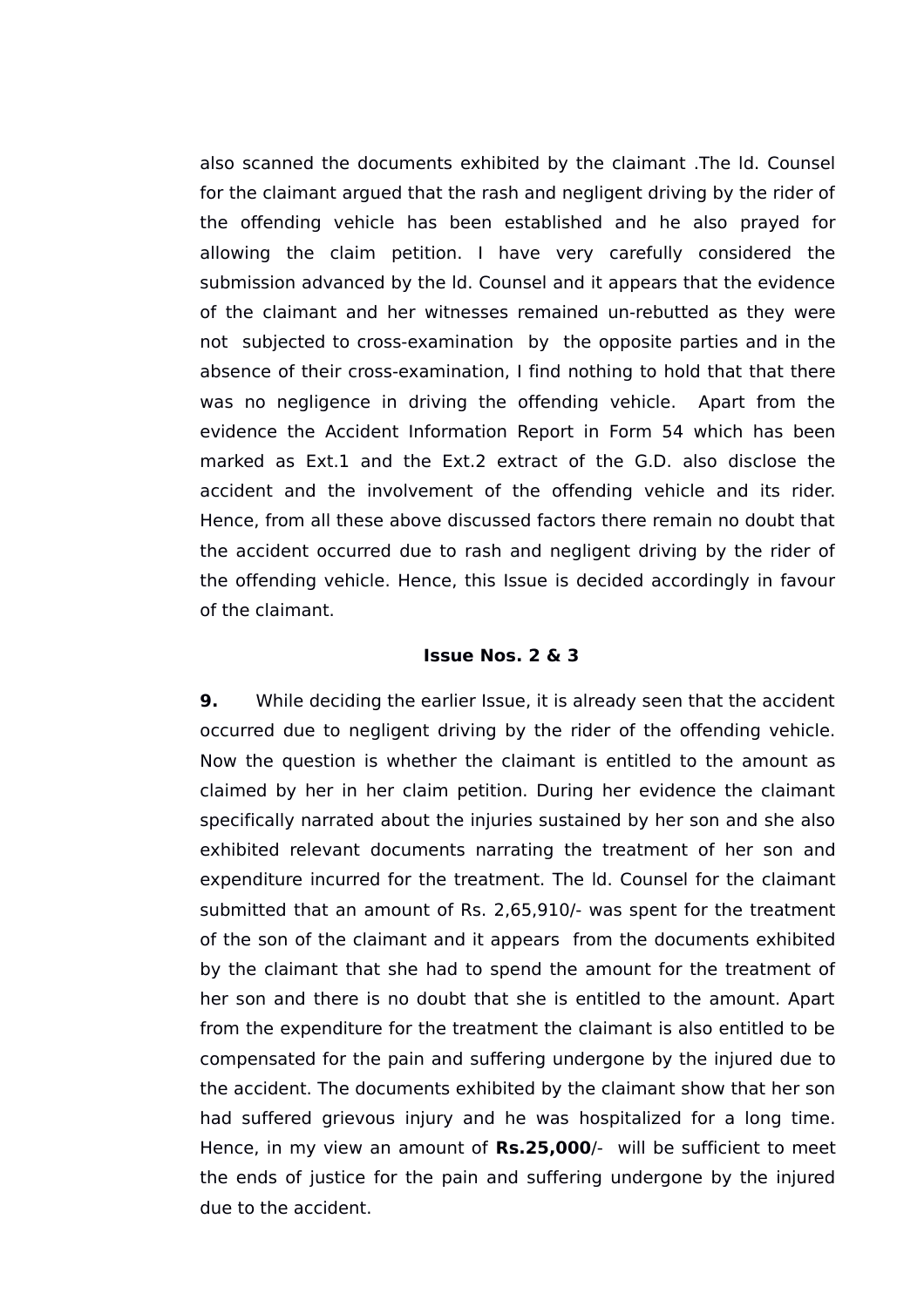also scanned the documents exhibited by the claimant .The ld. Counsel for the claimant argued that the rash and negligent driving by the rider of the offending vehicle has been established and he also prayed for allowing the claim petition. I have very carefully considered the submission advanced by the ld. Counsel and it appears that the evidence of the claimant and her witnesses remained un-rebutted as they were not subjected to cross-examination by the opposite parties and in the absence of their cross-examination, I find nothing to hold that that there was no negligence in driving the offending vehicle. Apart from the evidence the Accident Information Report in Form 54 which has been marked as Ext.1 and the Ext.2 extract of the G.D. also disclose the accident and the involvement of the offending vehicle and its rider. Hence, from all these above discussed factors there remain no doubt that the accident occurred due to rash and negligent driving by the rider of the offending vehicle. Hence, this Issue is decided accordingly in favour of the claimant.

**Issue Nos. 2 & 3**

**9.** While deciding the earlier Issue, it is already seen that the accident occurred due to negligent driving by the rider of the offending vehicle. Now the question is whether the claimant is entitled to the amount as claimed by her in her claim petition. During her evidence the claimant specifically narrated about the injuries sustained by her son and she also exhibited relevant documents narrating the treatment of her son and expenditure incurred for the treatment. The ld. Counsel for the claimant submitted that an amount of Rs. 2,65,910/- was spent for the treatment of the son of the claimant and it appears from the documents exhibited by the claimant that she had to spend the amount for the treatment of her son and there is no doubt that she is entitled to the amount. Apart from the expenditure for the treatment the claimant is also entitled to be compensated for the pain and suffering undergone by the injured due to the accident. The documents exhibited by the claimant show that her son had suffered grievous injury and he was hospitalized for a long time. Hence, in my view an amount of **Rs.25,000**/- will be sufficient to meet the ends of justice for the pain and suffering undergone by the injured due to the accident.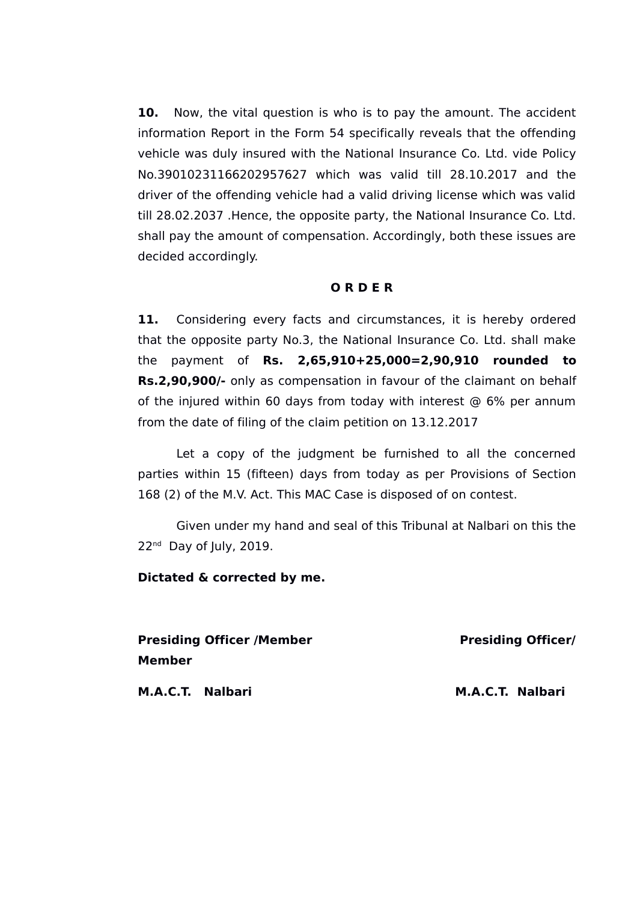**10.** Now, the vital question is who is to pay the amount. The accident information Report in the Form 54 specifically reveals that the offending vehicle was duly insured with the National Insurance Co. Ltd. vide Policy No.39010231166202957627 which was valid till 28.10.2017 and the driver of the offending vehicle had a valid driving license which was valid till 28.02.2037 .Hence, the opposite party, the National Insurance Co. Ltd. shall pay the amount of compensation. Accordingly, both these issues are decided accordingly.

**O R D E R**

**11.** Considering every facts and circumstances, it is hereby ordered that the opposite party No.3, the National Insurance Co. Ltd. shall make the payment of **Rs. 2,65,910+25,000=2,90,910 rounded to Rs.2,90,900/-** only as compensation in favour of the claimant on behalf of the injured within 60 days from today with interest @ 6% per annum from the date of filing of the claim petition on 13.12.2017

Let a copy of the judgment be furnished to all the concerned parties within 15 (fifteen) days from today as per Provisions of Section 168 (2) of the M.V. Act. This MAC Case is disposed of on contest.

Given under my hand and seal of this Tribunal at Nalbari on this the 22nd Day of July, 2019.

**Dictated & corrected by me.**

**Presiding Officer /Member** &nbsp;&nbsp;&nbsp;&nbsp;&nbsp;&nbsp;&nbsp;&nbsp; **Presiding Officer/ Member**

**M.A.C.T. Nalbari** &nbsp;&nbsp;&nbsp;&nbsp;&nbsp;&nbsp;&nbsp;&nbsp; **M.A.C.T. Nalbari**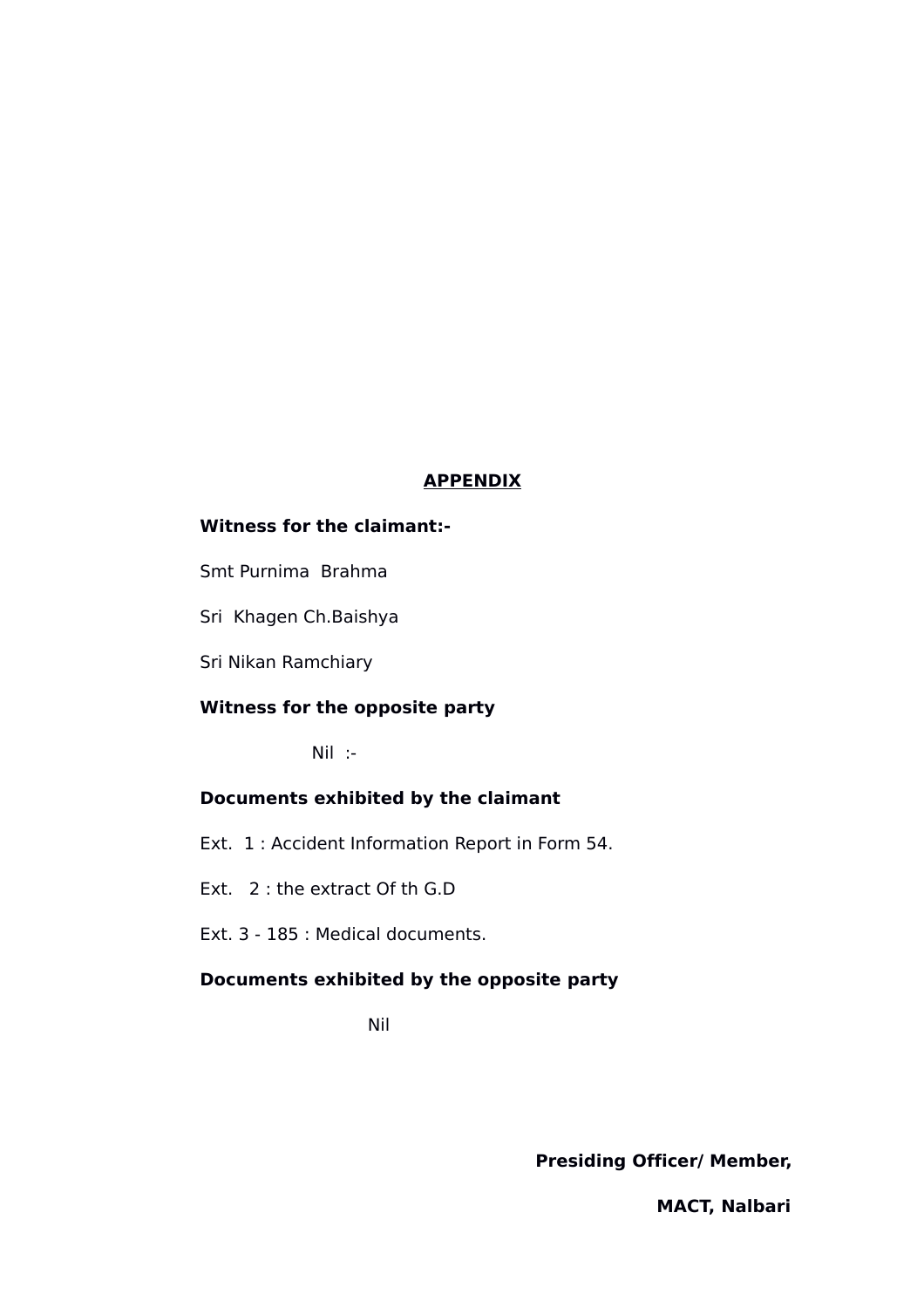## APPENDIX

**Witness for the claimant:-**

Smt Purnima Brahma

Sri Khagen Ch.Baishya

Sri Nikan Ramchiary

**Witness for the opposite party**

Nil :-

**Documents exhibited by the claimant**

Ext. 1 : Accident Information Report in Form 54.

Ext. 2 : the extract Of th G.D

Ext. 3 - 185 : Medical documents.

**Documents exhibited by the opposite party**

Nil

**Presiding Officer/ Member,**

**MACT, Nalbari**